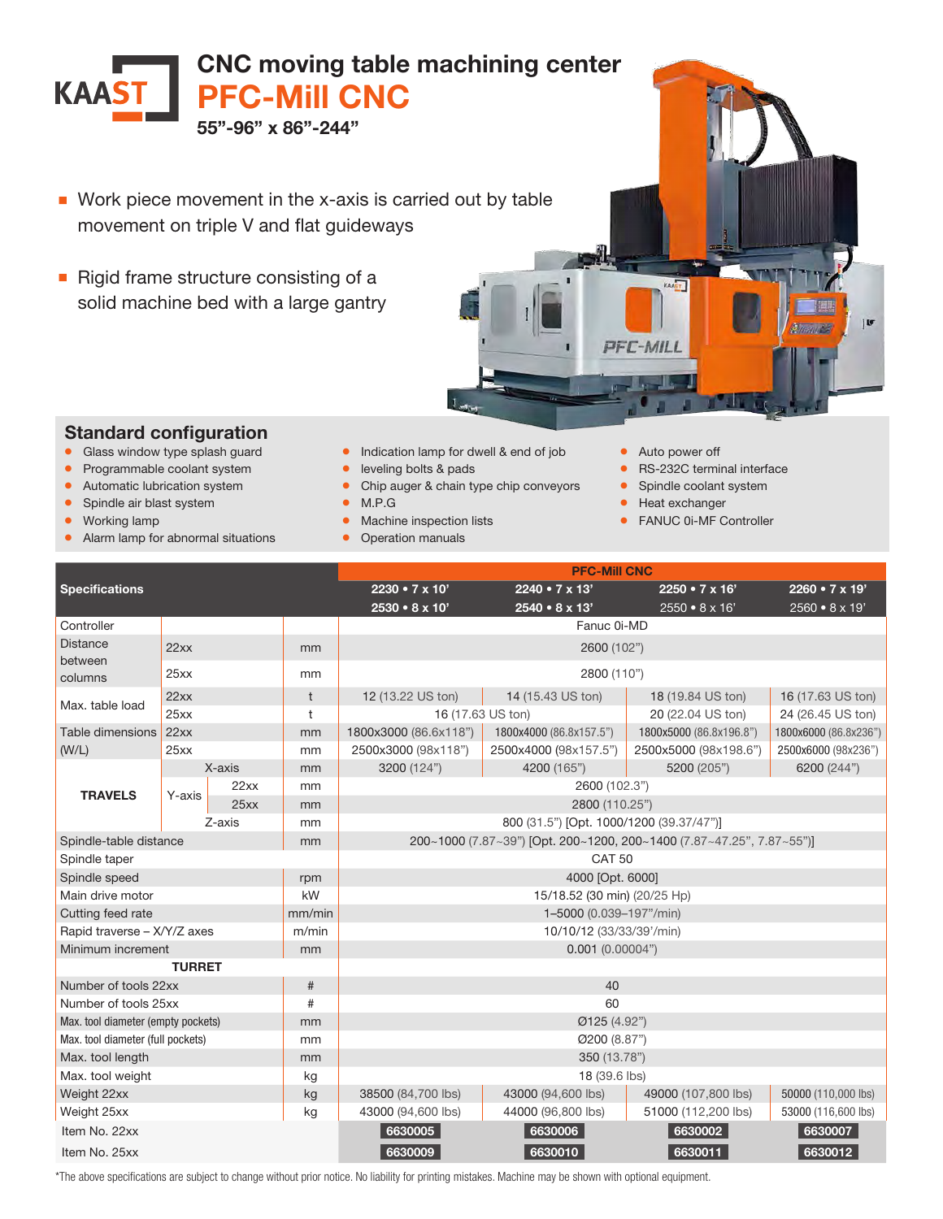# CNC moving table machining center

## PFC-Mill CNC

**55”-96” x 86”-244”**

- Work piece movement in the x-axis is carried out by table movement on triple V and flat guideways
- Rigid frame structure consisting of a solid machine bed with a large gantry

## Standard configuration

- Glass window type splash guard
- Programmable coolant system
- Automatic lubrication system
- Spindle air blast system
- Working lamp
- Alarm lamp for abnormal situations
- Indication lamp for dwell & end of job
- leveling bolts & pads
- Chip auger & chain type chip conveyors
- M.P.G
- Machine inspection lists
- Operation manuals
- Auto power off
- RS-232C terminal interface
- Spindle coolant system
- Heat exchanger
- FANUC 0i-MF Controller

| Specifications | | | | PFC-Mill CNC | | | |
|---|---|---|---|---|---|---|---|
| | | | | 2230 • 7 x 10’ / 2530 • 8 x 10’ | 2240 • 7 x 13’ / 2540 • 8 x 13’ | 2250 • 7 x 16’ / 2550 • 8 x 16’ | 2260 • 7 x 19’ / 2560 • 8 x 19’ |
| Controller | | | | Fanuc 0i-MD | | | |
| Distance between columns | 22xx | | mm | 2600 (102”) | | | |
| | 25xx | | mm | 2800 (110”) | | | |
| Max. table load | 22xx | | t | 12 (13.22 US ton) | 14 (15.43 US ton) | 18 (19.84 US ton) | 16 (17.63 US ton) |
| | 25xx | | t | 16 (17.63 US ton) | | 20 (22.04 US ton) | 24 (26.45 US ton) |
| Table dimensions (W/L) | 22xx | | mm | 1800x3000 (86.6x118”) | 1800x4000 (86.8x157.5”) | 1800x5000 (86.8x196.8”) | 1800x6000 (86.8x236”) |
| | 25xx | | mm | 2500x3000 (98x118”) | 2500x4000 (98x157.5”) | 2500x5000 (98x198.6”) | 2500x6000 (98x236”) |
| TRAVELS | X-axis | | mm | 3200 (124”) | 4200 (165”) | 5200 (205”) | 6200 (244”) |
| | Y-axis | 22xx | mm | 2600 (102.3”) | | | |
| | | 25xx | mm | 2800 (110.25”) | | | |
| | Z-axis | | mm | 800 (31.5”) [Opt. 1000/1200 (39.37/47”)] | | | |
| Spindle-table distance | | | mm | 200~1000 (7.87~39”) [Opt. 200~1200, 200~1400 (7.87~47.25”, 7.87~55”)] | | | |
| Spindle taper | | | | CAT 50 | | | |
| Spindle speed | | | rpm | 4000 [Opt. 6000] | | | |
| Main drive motor | | | kW | 15/18.52 (30 min) (20/25 Hp) | | | |
| Cutting feed rate | | | mm/min | 1–5000 (0.039–197”/min) | | | |
| Rapid traverse – X/Y/Z axes | | | m/min | 10/10/12 (33/33/39’/min) | | | |
| Minimum increment | | | mm | 0.001 (0.00004”) | | | |
| TURRET | | | | | | | |
| Number of tools 22xx | | | # | 40 | | | |
| Number of tools 25xx | | | # | 60 | | | |
| Max. tool diameter (empty pockets) | | | mm | Ø125 (4.92”) | | | |
| Max. tool diameter (full pockets) | | | mm | Ø200 (8.87”) | | | |
| Max. tool length | | | mm | 350 (13.78”) | | | |
| Max. tool weight | | | kg | 18 (39.6 lbs) | | | |
| Weight 22xx | | | kg | 38500 (84,700 lbs) | 43000 (94,600 lbs) | 49000 (107,800 lbs) | 50000 (110,000 lbs) |
| Weight 25xx | | | kg | 43000 (94,600 lbs) | 44000 (96,800 lbs) | 51000 (112,200 lbs) | 53000 (116,600 lbs) |
| Item No. 22xx | | | | 6630005 | 6630006 | 6630002 | 6630007 |
| Item No. 25xx | | | | 6630009 | 6630010 | 6630011 | 6630012 |

*The above specifications are subject to change without prior notice. No liability for printing mistakes. Machine may be shown with optional equipment.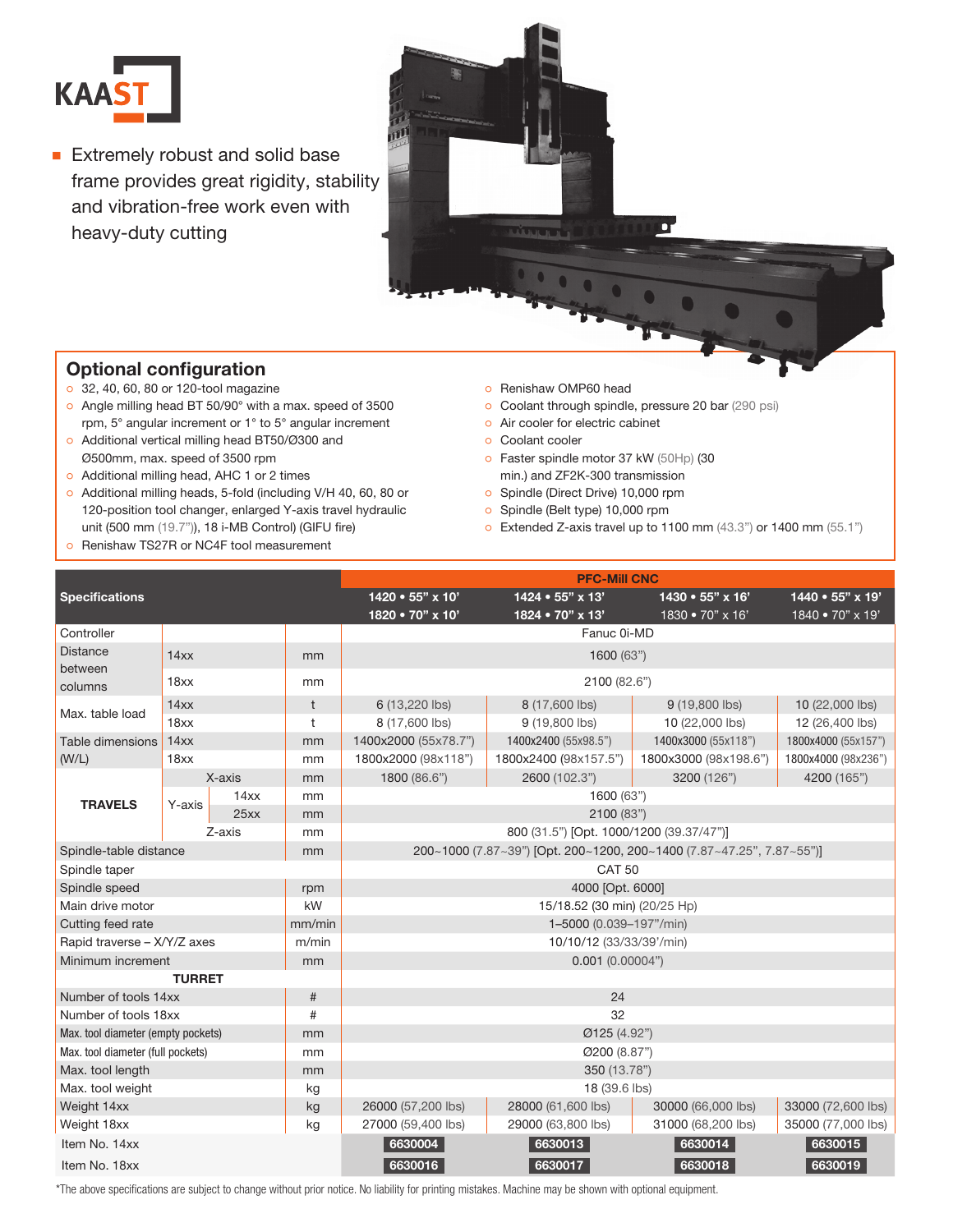KAAST

- Extremely robust and solid base frame provides great rigidity, stability and vibration-free work even with heavy-duty cutting

## Optional configuration

- 32, 40, 60, 80 or 120-tool magazine
- Angle milling head BT 50/90° with a max. speed of 3500 rpm, 5° angular increment or 1° to 5° angular increment
- Additional vertical milling head BT50/Ø300 and Ø500mm, max. speed of 3500 rpm
- Additional milling head, AHC 1 or 2 times
- Additional milling heads, 5-fold (including V/H 40, 60, 80 or 120-position tool changer, enlarged Y-axis travel hydraulic unit (500 mm (19.7")), 18 i-MB Control) (GIFU fire)
- Renishaw TS27R or NC4F tool measurement
- Renishaw OMP60 head
- Coolant through spindle, pressure 20 bar (290 psi)
- Air cooler for electric cabinet
- Coolant cooler
- Faster spindle motor 37 kW (50Hp) (30 min.) and ZF2K-300 transmission
- Spindle (Direct Drive) 10,000 rpm
- Spindle (Belt type) 10,000 rpm
- Extended Z-axis travel up to 1100 mm (43.3") or 1400 mm (55.1")

| Specifications | | | | PFC-Mill CNC | | | |
|---|---|---|---|---|---|---|---|
| | | | | 1420 • 55" x 10' / 1820 • 70" x 10' | 1424 • 55" x 13' / 1824 • 70" x 13' | 1430 • 55" x 16' / 1830 • 70" x 16' | 1440 • 55" x 19' / 1840 • 70" x 19' |
| Controller | | | | Fanuc 0i-MD | | | |
| Distance between columns | 14xx | | mm | 1600 (63") | | | |
| | 18xx | | mm | 2100 (82.6") | | | |
| Max. table load | 14xx | | t | 6 (13,220 lbs) | 8 (17,600 lbs) | 9 (19,800 lbs) | 10 (22,000 lbs) |
| | 18xx | | t | 8 (17,600 lbs) | 9 (19,800 lbs) | 10 (22,000 lbs) | 12 (26,400 lbs) |
| Table dimensions (W/L) | 14xx | | mm | 1400x2000 (55x78.7") | 1400x2400 (55x98.5") | 1400x3000 (55x118") | 1800x4000 (55x157") |
| | 18xx | | mm | 1800x2000 (98x118") | 1800x2400 (98x157.5") | 1800x3000 (98x198.6") | 1800x4000 (98x236") |
| TRAVELS | X-axis | | mm | 1800 (86.6") | 2600 (102.3") | 3200 (126") | 4200 (165") |
| | Y-axis | 14xx | mm | 1600 (63") | | | |
| | | 25xx | mm | 2100 (83") | | | |
| | Z-axis | | mm | 800 (31.5") [Opt. 1000/1200 (39.37/47")] | | | |
| Spindle-table distance | | | mm | 200~1000 (7.87~39") [Opt. 200~1200, 200~1400 (7.87~47.25", 7.87~55")] | | | |
| Spindle taper | | | | CAT 50 | | | |
| Spindle speed | | | rpm | 4000 [Opt. 6000] | | | |
| Main drive motor | | | kW | 15/18.52 (30 min) (20/25 Hp) | | | |
| Cutting feed rate | | | mm/min | 1–5000 (0.039–197"/min) | | | |
| Rapid traverse – X/Y/Z axes | | | m/min | 10/10/12 (33/33/39'/min) | | | |
| Minimum increment | | | mm | 0.001 (0.00004") | | | |
| TURRET | | | | | | | |
| Number of tools 14xx | | | # | 24 | | | |
| Number of tools 18xx | | | # | 32 | | | |
| Max. tool diameter (empty pockets) | | | mm | Ø125 (4.92") | | | |
| Max. tool diameter (full pockets) | | | mm | Ø200 (8.87") | | | |
| Max. tool length | | | mm | 350 (13.78") | | | |
| Max. tool weight | | | kg | 18 (39.6 lbs) | | | |
| Weight 14xx | | | kg | 26000 (57,200 lbs) | 28000 (61,600 lbs) | 30000 (66,000 lbs) | 33000 (72,600 lbs) |
| Weight 18xx | | | kg | 27000 (59,400 lbs) | 29000 (63,800 lbs) | 31000 (68,200 lbs) | 35000 (77,000 lbs) |
| Item No. 14xx | | | | 6630004 | 6630013 | 6630014 | 6630015 |
| Item No. 18xx | | | | 6630016 | 6630017 | 6630018 | 6630019 |

*The above specifications are subject to change without prior notice. No liability for printing mistakes. Machine may be shown with optional equipment.